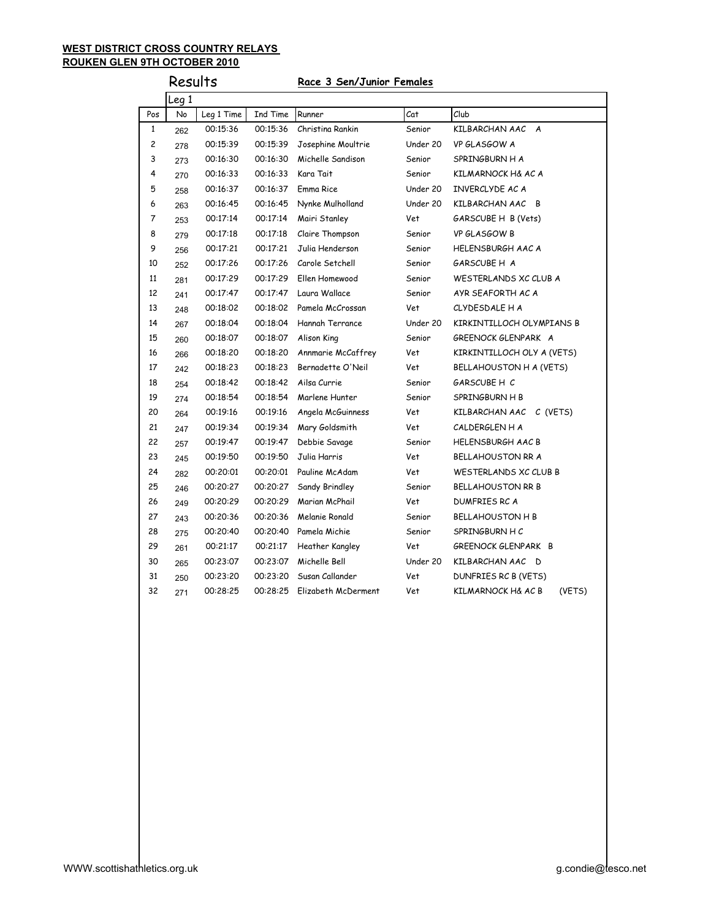**WEST DISTRICT CROSS COUNTRY RELAYS**
**ROUKEN GLEN 9TH OCTOBER 2010**

## Results

**Race 3 Sen/Junior Females**

Leg 1

| Pos | No | Leg 1 Time | Ind Time | Runner | Cat | Club |
|---|---|---|---|---|---|---|
| 1 | 262 | 00:15:36 | 00:15:36 | Christina Rankin | Senior | KILBARCHAN AAC A |
| 2 | 278 | 00:15:39 | 00:15:39 | Josephine Moultrie | Under 20 | VP GLASGOW A |
| 3 | 273 | 00:16:30 | 00:16:30 | Michelle Sandison | Senior | SPRINGBURN H A |
| 4 | 270 | 00:16:33 | 00:16:33 | Kara Tait | Senior | KILMARNOCK H& AC A |
| 5 | 258 | 00:16:37 | 00:16:37 | Emma Rice | Under 20 | INVERCLYDE AC A |
| 6 | 263 | 00:16:45 | 00:16:45 | Nynke Mulholland | Under 20 | KILBARCHAN AAC B |
| 7 | 253 | 00:17:14 | 00:17:14 | Mairi Stanley | Vet | GARSCUBE H B (Vets) |
| 8 | 279 | 00:17:18 | 00:17:18 | Claire Thompson | Senior | VP GLASGOW B |
| 9 | 256 | 00:17:21 | 00:17:21 | Julia Henderson | Senior | HELENSBURGH AAC A |
| 10 | 252 | 00:17:26 | 00:17:26 | Carole Setchell | Senior | GARSCUBE H A |
| 11 | 281 | 00:17:29 | 00:17:29 | Ellen Homewood | Senior | WESTERLANDS XC CLUB A |
| 12 | 241 | 00:17:47 | 00:17:47 | Laura Wallace | Senior | AYR SEAFORTH AC A |
| 13 | 248 | 00:18:02 | 00:18:02 | Pamela McCrossan | Vet | CLYDESDALE H A |
| 14 | 267 | 00:18:04 | 00:18:04 | Hannah Terrance | Under 20 | KIRKINTILLOCH OLYMPIANS B |
| 15 | 260 | 00:18:07 | 00:18:07 | Alison King | Senior | GREENOCK GLENPARK A |
| 16 | 266 | 00:18:20 | 00:18:20 | Annmarie McCaffrey | Vet | KIRKINTILLOCH OLY A (VETS) |
| 17 | 242 | 00:18:23 | 00:18:23 | Bernadette O'Neil | Vet | BELLAHOUSTON H A (VETS) |
| 18 | 254 | 00:18:42 | 00:18:42 | Ailsa Currie | Senior | GARSCUBE H C |
| 19 | 274 | 00:18:54 | 00:18:54 | Marlene Hunter | Senior | SPRINGBURN H B |
| 20 | 264 | 00:19:16 | 00:19:16 | Angela McGuinness | Vet | KILBARCHAN AAC C (VETS) |
| 21 | 247 | 00:19:34 | 00:19:34 | Mary Goldsmith | Vet | CALDERGLEN H A |
| 22 | 257 | 00:19:47 | 00:19:47 | Debbie Savage | Senior | HELENSBURGH AAC B |
| 23 | 245 | 00:19:50 | 00:19:50 | Julia Harris | Vet | BELLAHOUSTON RR A |
| 24 | 282 | 00:20:01 | 00:20:01 | Pauline McAdam | Vet | WESTERLANDS XC CLUB B |
| 25 | 246 | 00:20:27 | 00:20:27 | Sandy Brindley | Senior | BELLAHOUSTON RR B |
| 26 | 249 | 00:20:29 | 00:20:29 | Marian McPhail | Vet | DUMFRIES RC A |
| 27 | 243 | 00:20:36 | 00:20:36 | Melanie Ronald | Senior | BELLAHOUSTON H B |
| 28 | 275 | 00:20:40 | 00:20:40 | Pamela Michie | Senior | SPRINGBURN H C |
| 29 | 261 | 00:21:17 | 00:21:17 | Heather Kangley | Vet | GREENOCK GLENPARK B |
| 30 | 265 | 00:23:07 | 00:23:07 | Michelle Bell | Under 20 | KILBARCHAN AAC D |
| 31 | 250 | 00:23:20 | 00:23:20 | Susan Callander | Vet | DUNFRIES RC B (VETS) |
| 32 | 271 | 00:28:25 | 00:28:25 | Elizabeth McDerment | Vet | KILMARNOCK H& AC B (VETS) |

WWW.scottishathletics.org.uk g.condie@tesco.net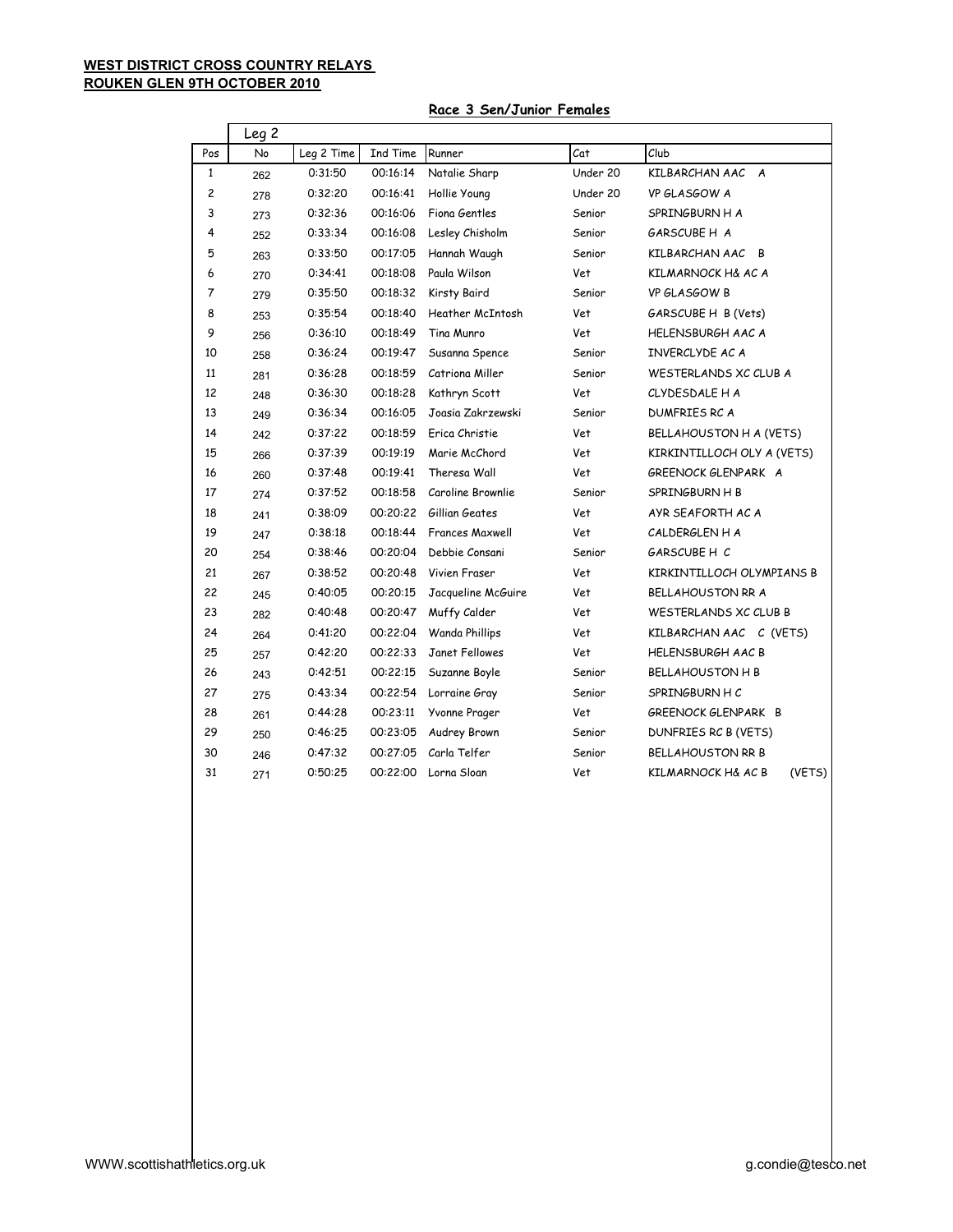**WEST DISTRICT CROSS COUNTRY RELAYS**
**ROUKEN GLEN 9TH OCTOBER 2010**

**Race 3 Sen/Junior Females**

| | Leg 2 | | | | | |
|---|---|---|---|---|---|---|
| Pos | No | Leg 2 Time | Ind Time | Runner | Cat | Club |
| 1 | 262 | 0:31:50 | 00:16:14 | Natalie Sharp | Under 20 | KILBARCHAN AAC A |
| 2 | 278 | 0:32:20 | 00:16:41 | Hollie Young | Under 20 | VP GLASGOW A |
| 3 | 273 | 0:32:36 | 00:16:06 | Fiona Gentles | Senior | SPRINGBURN H A |
| 4 | 252 | 0:33:34 | 00:16:08 | Lesley Chisholm | Senior | GARSCUBE H A |
| 5 | 263 | 0:33:50 | 00:17:05 | Hannah Waugh | Senior | KILBARCHAN AAC B |
| 6 | 270 | 0:34:41 | 00:18:08 | Paula Wilson | Vet | KILMARNOCK H& AC A |
| 7 | 279 | 0:35:50 | 00:18:32 | Kirsty Baird | Senior | VP GLASGOW B |
| 8 | 253 | 0:35:54 | 00:18:40 | Heather McIntosh | Vet | GARSCUBE H B (Vets) |
| 9 | 256 | 0:36:10 | 00:18:49 | Tina Munro | Vet | HELENSBURGH AAC A |
| 10 | 258 | 0:36:24 | 00:19:47 | Susanna Spence | Senior | INVERCLYDE AC A |
| 11 | 281 | 0:36:28 | 00:18:59 | Catriona Miller | Senior | WESTERLANDS XC CLUB A |
| 12 | 248 | 0:36:30 | 00:18:28 | Kathryn Scott | Vet | CLYDESDALE H A |
| 13 | 249 | 0:36:34 | 00:16:05 | Joasia Zakrzewski | Senior | DUMFRIES RC A |
| 14 | 242 | 0:37:22 | 00:18:59 | Erica Christie | Vet | BELLAHOUSTON H A (VETS) |
| 15 | 266 | 0:37:39 | 00:19:19 | Marie McChord | Vet | KIRKINTILLOCH OLY A (VETS) |
| 16 | 260 | 0:37:48 | 00:19:41 | Theresa Wall | Vet | GREENOCK GLENPARK A |
| 17 | 274 | 0:37:52 | 00:18:58 | Caroline Brownlie | Senior | SPRINGBURN H B |
| 18 | 241 | 0:38:09 | 00:20:22 | Gillian Geates | Vet | AYR SEAFORTH AC A |
| 19 | 247 | 0:38:18 | 00:18:44 | Frances Maxwell | Vet | CALDERGLEN H A |
| 20 | 254 | 0:38:46 | 00:20:04 | Debbie Consani | Senior | GARSCUBE H C |
| 21 | 267 | 0:38:52 | 00:20:48 | Vivien Fraser | Vet | KIRKINTILLOCH OLYMPIANS B |
| 22 | 245 | 0:40:05 | 00:20:15 | Jacqueline McGuire | Vet | BELLAHOUSTON RR A |
| 23 | 282 | 0:40:48 | 00:20:47 | Muffy Calder | Vet | WESTERLANDS XC CLUB B |
| 24 | 264 | 0:41:20 | 00:22:04 | Wanda Phillips | Vet | KILBARCHAN AAC C (VETS) |
| 25 | 257 | 0:42:20 | 00:22:33 | Janet Fellowes | Vet | HELENSBURGH AAC B |
| 26 | 243 | 0:42:51 | 00:22:15 | Suzanne Boyle | Senior | BELLAHOUSTON H B |
| 27 | 275 | 0:43:34 | 00:22:54 | Lorraine Gray | Senior | SPRINGBURN H C |
| 28 | 261 | 0:44:28 | 00:23:11 | Yvonne Prager | Vet | GREENOCK GLENPARK B |
| 29 | 250 | 0:46:25 | 00:23:05 | Audrey Brown | Senior | DUNFRIES RC B (VETS) |
| 30 | 246 | 0:47:32 | 00:27:05 | Carla Telfer | Senior | BELLAHOUSTON RR B |
| 31 | 271 | 0:50:25 | 00:22:00 | Lorna Sloan | Vet | KILMARNOCK H& AC B (VETS) |

WWW.scottishathletics.org.uk g.condie@tesco.net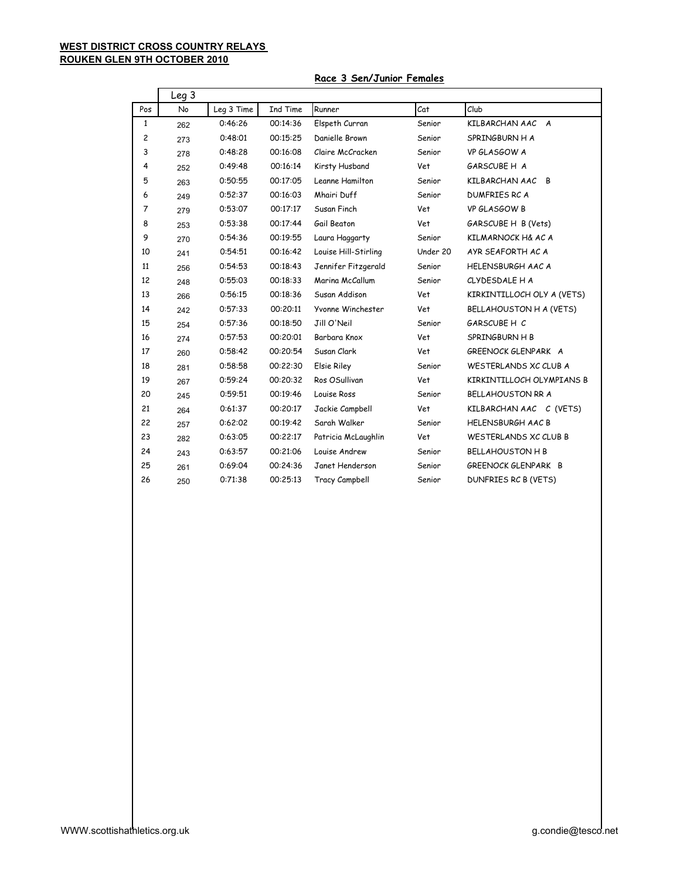**WEST DISTRICT CROSS COUNTRY RELAYS**
**ROUKEN GLEN 9TH OCTOBER 2010**

**Race 3 Sen/Junior Females**

| | Leg 3 | | | | | |
|---|---|---|---|---|---|---|
| Pos | No | Leg 3 Time | Ind Time | Runner | Cat | Club |
| 1 | 262 | 0:46:26 | 00:14:36 | Elspeth Curran | Senior | KILBARCHAN AAC A |
| 2 | 273 | 0:48:01 | 00:15:25 | Danielle Brown | Senior | SPRINGBURN H A |
| 3 | 278 | 0:48:28 | 00:16:08 | Claire McCracken | Senior | VP GLASGOW A |
| 4 | 252 | 0:49:48 | 00:16:14 | Kirsty Husband | Vet | GARSCUBE H A |
| 5 | 263 | 0:50:55 | 00:17:05 | Leanne Hamilton | Senior | KILBARCHAN AAC B |
| 6 | 249 | 0:52:37 | 00:16:03 | Mhairi Duff | Senior | DUMFRIES RC A |
| 7 | 279 | 0:53:07 | 00:17:17 | Susan Finch | Vet | VP GLASGOW B |
| 8 | 253 | 0:53:38 | 00:17:44 | Gail Beaton | Vet | GARSCUBE H B (Vets) |
| 9 | 270 | 0:54:36 | 00:19:55 | Laura Haggarty | Senior | KILMARNOCK H& AC A |
| 10 | 241 | 0:54:51 | 00:16:42 | Louise Hill-Stirling | Under 20 | AYR SEAFORTH AC A |
| 11 | 256 | 0:54:53 | 00:18:43 | Jennifer Fitzgerald | Senior | HELENSBURGH AAC A |
| 12 | 248 | 0:55:03 | 00:18:33 | Marina McCallum | Senior | CLYDESDALE H A |
| 13 | 266 | 0:56:15 | 00:18:36 | Susan Addison | Vet | KIRKINTILLOCH OLY A (VETS) |
| 14 | 242 | 0:57:33 | 00:20:11 | Yvonne Winchester | Vet | BELLAHOUSTON H A (VETS) |
| 15 | 254 | 0:57:36 | 00:18:50 | Jill O'Neil | Senior | GARSCUBE H C |
| 16 | 274 | 0:57:53 | 00:20:01 | Barbara Knox | Vet | SPRINGBURN H B |
| 17 | 260 | 0:58:42 | 00:20:54 | Susan Clark | Vet | GREENOCK GLENPARK A |
| 18 | 281 | 0:58:58 | 00:22:30 | Elsie Riley | Senior | WESTERLANDS XC CLUB A |
| 19 | 267 | 0:59:24 | 00:20:32 | Ros OSullivan | Vet | KIRKINTILLOCH OLYMPIANS B |
| 20 | 245 | 0:59:51 | 00:19:46 | Louise Ross | Senior | BELLAHOUSTON RR A |
| 21 | 264 | 0:61:37 | 00:20:17 | Jackie Campbell | Vet | KILBARCHAN AAC C (VETS) |
| 22 | 257 | 0:62:02 | 00:19:42 | Sarah Walker | Senior | HELENSBURGH AAC B |
| 23 | 282 | 0:63:05 | 00:22:17 | Patricia McLaughlin | Vet | WESTERLANDS XC CLUB B |
| 24 | 243 | 0:63:57 | 00:21:06 | Louise Andrew | Senior | BELLAHOUSTON H B |
| 25 | 261 | 0:69:04 | 00:24:36 | Janet Henderson | Senior | GREENOCK GLENPARK B |
| 26 | 250 | 0:71:38 | 00:25:13 | Tracy Campbell | Senior | DUNFRIES RC B (VETS) |

WWW.scottishathletics.org.uk g.condie@tesco.net